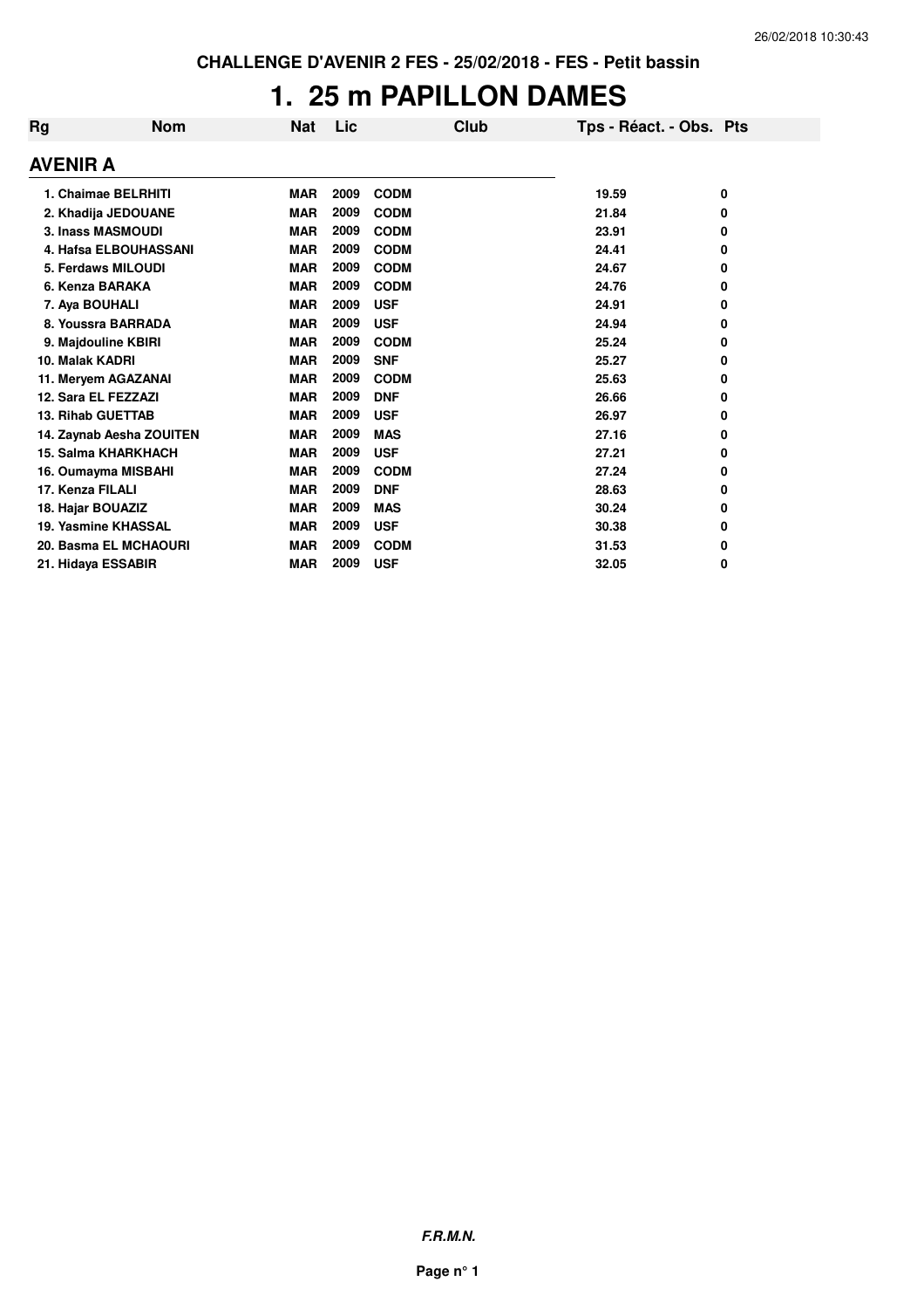**CHALLENGE D'AVENIR 2 FES - 25/02/2018 - FES - Petit bassin**

# 1. 25 m PAPILLON DAMES

| Rg | Nom | Nat | Lic | Club | Tps - Réact. - Obs. | Pts |
|---|---|---|---|---|---|---|
| **AVENIR A** | | | | | | |
| 1. | Chaimae BELRHITI | MAR | 2009 | CODM | 19.59 | 0 |
| 2. | Khadija JEDOUANE | MAR | 2009 | CODM | 21.84 | 0 |
| 3. | Inass MASMOUDI | MAR | 2009 | CODM | 23.91 | 0 |
| 4. | Hafsa ELBOUHASSANI | MAR | 2009 | CODM | 24.41 | 0 |
| 5. | Ferdaws MILOUDI | MAR | 2009 | CODM | 24.67 | 0 |
| 6. | Kenza BARAKA | MAR | 2009 | CODM | 24.76 | 0 |
| 7. | Aya BOUHALI | MAR | 2009 | USF | 24.91 | 0 |
| 8. | Youssra BARRADA | MAR | 2009 | USF | 24.94 | 0 |
| 9. | Majdouline KBIRI | MAR | 2009 | CODM | 25.24 | 0 |
| 10. | Malak KADRI | MAR | 2009 | SNF | 25.27 | 0 |
| 11. | Meryem AGAZANAI | MAR | 2009 | CODM | 25.63 | 0 |
| 12. | Sara EL FEZZAZI | MAR | 2009 | DNF | 26.66 | 0 |
| 13. | Rihab GUETTAB | MAR | 2009 | USF | 26.97 | 0 |
| 14. | Zaynab Aesha ZOUITEN | MAR | 2009 | MAS | 27.16 | 0 |
| 15. | Salma KHARKHACH | MAR | 2009 | USF | 27.21 | 0 |
| 16. | Oumayma MISBAHI | MAR | 2009 | CODM | 27.24 | 0 |
| 17. | Kenza FILALI | MAR | 2009 | DNF | 28.63 | 0 |
| 18. | Hajar BOUAZIZ | MAR | 2009 | MAS | 30.24 | 0 |
| 19. | Yasmine KHASSAL | MAR | 2009 | USF | 30.38 | 0 |
| 20. | Basma EL MCHAOURI | MAR | 2009 | CODM | 31.53 | 0 |
| 21. | Hidaya ESSABIR | MAR | 2009 | USF | 32.05 | 0 |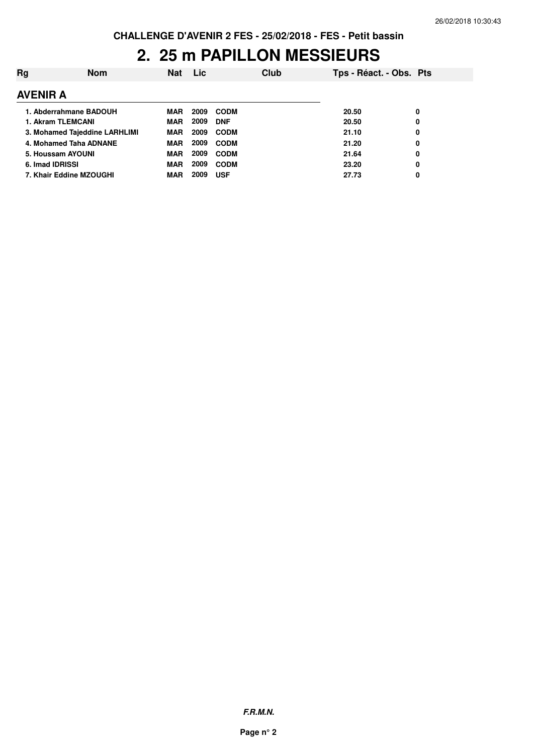**CHALLENGE D'AVENIR 2 FES - 25/02/2018 - FES - Petit bassin**

# 2. 25 m PAPILLON MESSIEURS

## AVENIR A

| Rg | Nom | Nat | Lic | Club | Tps - Réact. - Obs. | Pts |
|---|---|---|---|---|---|---|
| 1. | Abderrahmane BADOUH | MAR | 2009 | CODM | 20.50 | 0 |
| 1. | Akram TLEMCANI | MAR | 2009 | DNF | 20.50 | 0 |
| 3. | Mohamed Tajeddine LARHLIMI | MAR | 2009 | CODM | 21.10 | 0 |
| 4. | Mohamed Taha ADNANE | MAR | 2009 | CODM | 21.20 | 0 |
| 5. | Houssam AYOUNI | MAR | 2009 | CODM | 21.64 | 0 |
| 6. | Imad IDRISSI | MAR | 2009 | CODM | 23.20 | 0 |
| 7. | Khair Eddine MZOUGHI | MAR | 2009 | USF | 27.73 | 0 |

***F.R.M.N.***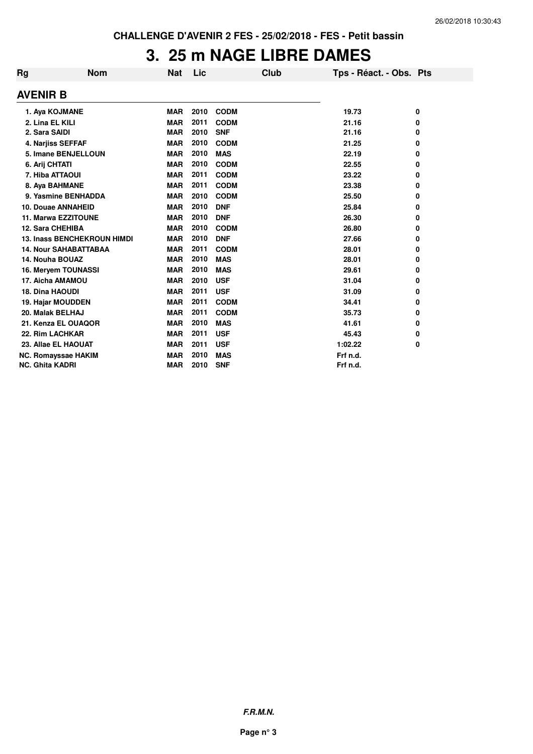CHALLENGE D'AVENIR 2 FES - 25/02/2018 - FES - Petit bassin

# 3. 25 m NAGE LIBRE DAMES

## AVENIR B

| Rg | Nom | Nat | Lic | Club | Tps - Réact. - Obs. | Pts |
|---|---|---|---|---|---|---|
| 1. | Aya KOJMANE | MAR | 2010 | CODM | 19.73 | 0 |
| 2. | Lina EL KILI | MAR | 2011 | CODM | 21.16 | 0 |
| 2. | Sara SAIDI | MAR | 2010 | SNF | 21.16 | 0 |
| 4. | Narjiss SEFFAF | MAR | 2010 | CODM | 21.25 | 0 |
| 5. | Imane BENJELLOUN | MAR | 2010 | MAS | 22.19 | 0 |
| 6. | Arij CHTATI | MAR | 2010 | CODM | 22.55 | 0 |
| 7. | Hiba ATTAOUI | MAR | 2011 | CODM | 23.22 | 0 |
| 8. | Aya BAHMANE | MAR | 2011 | CODM | 23.38 | 0 |
| 9. | Yasmine BENHADDA | MAR | 2010 | CODM | 25.50 | 0 |
| 10. | Douae ANNAHEID | MAR | 2010 | DNF | 25.84 | 0 |
| 11. | Marwa EZZITOUNE | MAR | 2010 | DNF | 26.30 | 0 |
| 12. | Sara CHEHIBA | MAR | 2010 | CODM | 26.80 | 0 |
| 13. | Inass BENCHEKROUN HIMDI | MAR | 2010 | DNF | 27.66 | 0 |
| 14. | Nour SAHABATTABAA | MAR | 2011 | CODM | 28.01 | 0 |
| 14. | Nouha BOUAZ | MAR | 2010 | MAS | 28.01 | 0 |
| 16. | Meryem TOUNASSI | MAR | 2010 | MAS | 29.61 | 0 |
| 17. | Aicha AMAMOU | MAR | 2010 | USF | 31.04 | 0 |
| 18. | Dina HAOUDI | MAR | 2011 | USF | 31.09 | 0 |
| 19. | Hajar MOUDDEN | MAR | 2011 | CODM | 34.41 | 0 |
| 20. | Malak BELHAJ | MAR | 2011 | CODM | 35.73 | 0 |
| 21. | Kenza EL OUAQOR | MAR | 2010 | MAS | 41.61 | 0 |
| 22. | Rim LACHKAR | MAR | 2011 | USF | 45.43 | 0 |
| 23. | Allae EL HAOUAT | MAR | 2011 | USF | 1:02.22 | 0 |
| NC. | Romayssae HAKIM | MAR | 2010 | MAS | Frf n.d. | |
| NC. | Ghita KADRI | MAR | 2010 | SNF | Frf n.d. | |

***F.R.M.N.***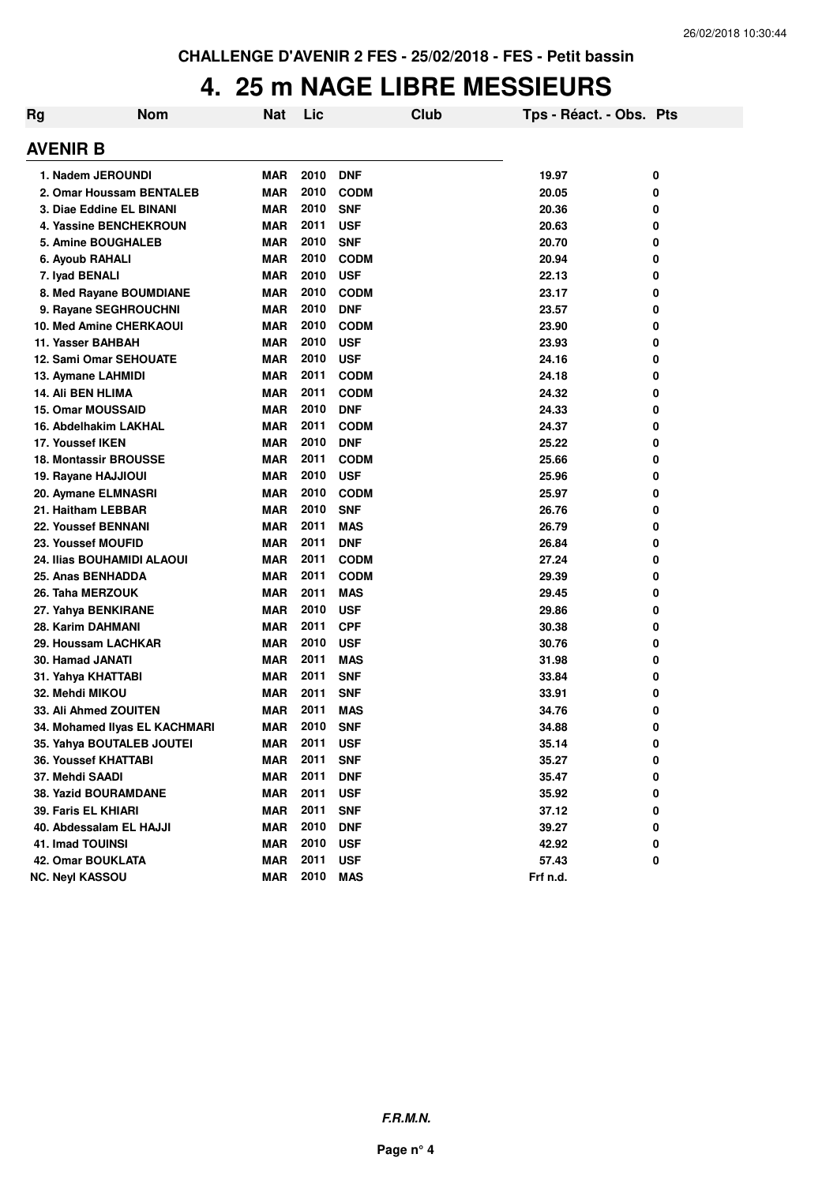**CHALLENGE D'AVENIR 2 FES - 25/02/2018 - FES - Petit bassin**

# 4. 25 m NAGE LIBRE MESSIEURS

| Rg | Nom | Nat | Lic | Club | Tps - Réact. - Obs. | Pts |
|---|---|---|---|---|---|---|
| **AVENIR B** | | | | | | |
| 1. | Nadem JEROUNDI | MAR | 2010 | DNF | 19.97 | 0 |
| 2. | Omar Houssam BENTALEB | MAR | 2010 | CODM | 20.05 | 0 |
| 3. | Diae Eddine EL BINANI | MAR | 2010 | SNF | 20.36 | 0 |
| 4. | Yassine BENCHEKROUN | MAR | 2011 | USF | 20.63 | 0 |
| 5. | Amine BOUGHALEB | MAR | 2010 | SNF | 20.70 | 0 |
| 6. | Ayoub RAHALI | MAR | 2010 | CODM | 20.94 | 0 |
| 7. | Iyad BENALI | MAR | 2010 | USF | 22.13 | 0 |
| 8. | Med Rayane BOUMDIANE | MAR | 2010 | CODM | 23.17 | 0 |
| 9. | Rayane SEGHROUCHNI | MAR | 2010 | DNF | 23.57 | 0 |
| 10. | Med Amine CHERKAOUI | MAR | 2010 | CODM | 23.90 | 0 |
| 11. | Yasser BAHBAH | MAR | 2010 | USF | 23.93 | 0 |
| 12. | Sami Omar SEHOUATE | MAR | 2010 | USF | 24.16 | 0 |
| 13. | Aymane LAHMIDI | MAR | 2011 | CODM | 24.18 | 0 |
| 14. | Ali BEN HLIMA | MAR | 2011 | CODM | 24.32 | 0 |
| 15. | Omar MOUSSAID | MAR | 2010 | DNF | 24.33 | 0 |
| 16. | Abdelhakim LAKHAL | MAR | 2011 | CODM | 24.37 | 0 |
| 17. | Youssef IKEN | MAR | 2010 | DNF | 25.22 | 0 |
| 18. | Montassir BROUSSE | MAR | 2011 | CODM | 25.66 | 0 |
| 19. | Rayane HAJJIOUI | MAR | 2010 | USF | 25.96 | 0 |
| 20. | Aymane ELMNASRI | MAR | 2010 | CODM | 25.97 | 0 |
| 21. | Haitham LEBBAR | MAR | 2010 | SNF | 26.76 | 0 |
| 22. | Youssef BENNANI | MAR | 2011 | MAS | 26.79 | 0 |
| 23. | Youssef MOUFID | MAR | 2011 | DNF | 26.84 | 0 |
| 24. | Ilias BOUHAMIDI ALAOUI | MAR | 2011 | CODM | 27.24 | 0 |
| 25. | Anas BENHADDA | MAR | 2011 | CODM | 29.39 | 0 |
| 26. | Taha MERZOUK | MAR | 2011 | MAS | 29.45 | 0 |
| 27. | Yahya BENKIRANE | MAR | 2010 | USF | 29.86 | 0 |
| 28. | Karim DAHMANI | MAR | 2011 | CPF | 30.38 | 0 |
| 29. | Houssam LACHKAR | MAR | 2010 | USF | 30.76 | 0 |
| 30. | Hamad JANATI | MAR | 2011 | MAS | 31.98 | 0 |
| 31. | Yahya KHATTABI | MAR | 2011 | SNF | 33.84 | 0 |
| 32. | Mehdi MIKOU | MAR | 2011 | SNF | 33.91 | 0 |
| 33. | Ali Ahmed ZOUITEN | MAR | 2011 | MAS | 34.76 | 0 |
| 34. | Mohamed Ilyas EL KACHMARI | MAR | 2010 | SNF | 34.88 | 0 |
| 35. | Yahya BOUTALEB JOUTEI | MAR | 2011 | USF | 35.14 | 0 |
| 36. | Youssef KHATTABI | MAR | 2011 | SNF | 35.27 | 0 |
| 37. | Mehdi SAADI | MAR | 2011 | DNF | 35.47 | 0 |
| 38. | Yazid BOURAMDANE | MAR | 2011 | USF | 35.92 | 0 |
| 39. | Faris EL KHIARI | MAR | 2011 | SNF | 37.12 | 0 |
| 40. | Abdessalam EL HAJJI | MAR | 2010 | DNF | 39.27 | 0 |
| 41. | Imad TOUINSI | MAR | 2010 | USF | 42.92 | 0 |
| 42. | Omar BOUKLATA | MAR | 2011 | USF | 57.43 | 0 |
| NC. | Neyl KASSOU | MAR | 2010 | MAS | Frf n.d. | |

***F.R.M.N.***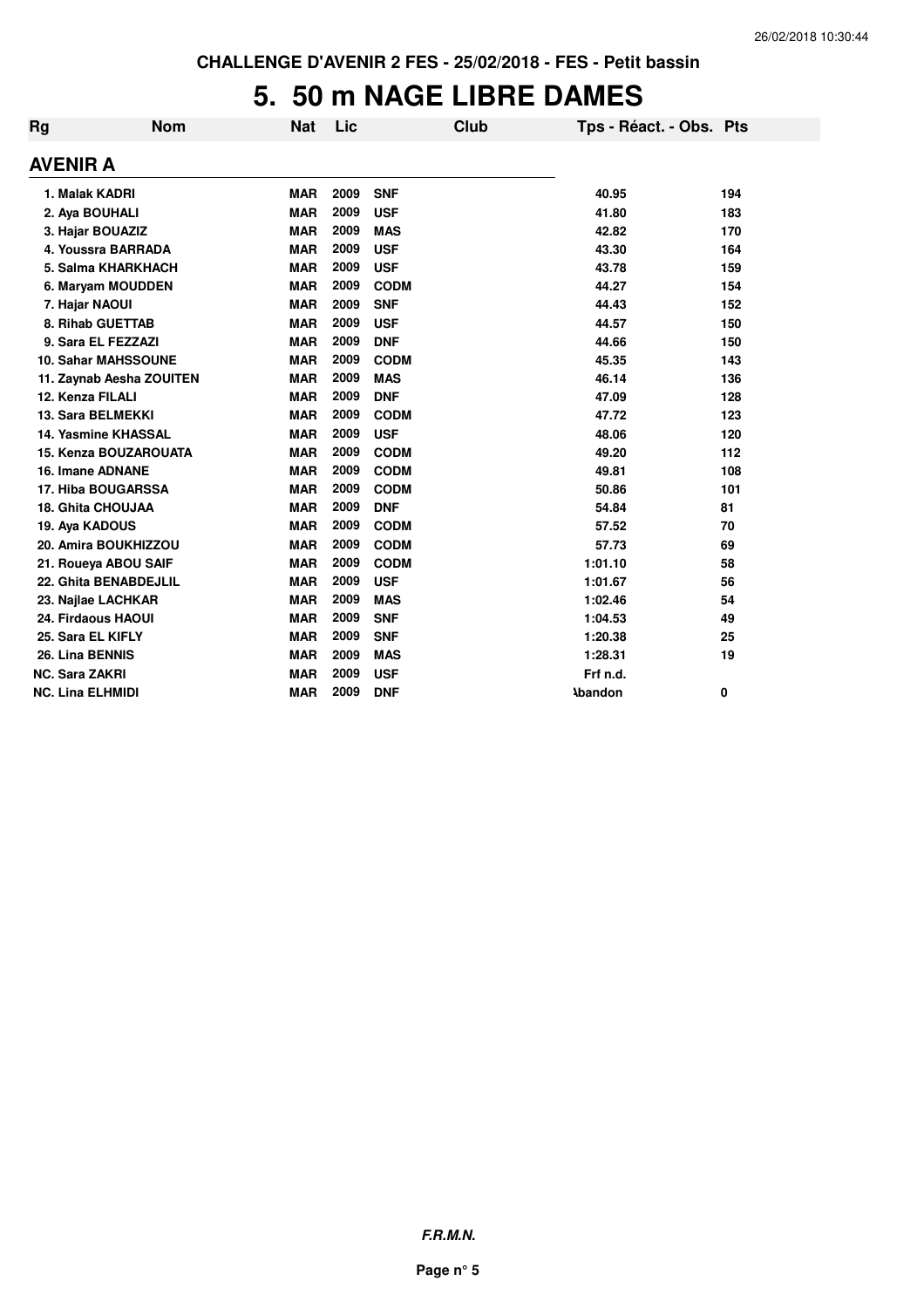CHALLENGE D'AVENIR 2 FES - 25/02/2018 - FES - Petit bassin

# 5. 50 m NAGE LIBRE DAMES

| Rg | Nom | Nat | Lic | Club | Tps - Réact. - Obs. | Pts |
|---|---|---|---|---|---|---|
| **AVENIR A** | | | | | | |
| 1. | Malak KADRI | MAR | 2009 | SNF | 40.95 | 194 |
| 2. | Aya BOUHALI | MAR | 2009 | USF | 41.80 | 183 |
| 3. | Hajar BOUAZIZ | MAR | 2009 | MAS | 42.82 | 170 |
| 4. | Youssra BARRADA | MAR | 2009 | USF | 43.30 | 164 |
| 5. | Salma KHARKHACH | MAR | 2009 | USF | 43.78 | 159 |
| 6. | Maryam MOUDDEN | MAR | 2009 | CODM | 44.27 | 154 |
| 7. | Hajar NAOUI | MAR | 2009 | SNF | 44.43 | 152 |
| 8. | Rihab GUETTAB | MAR | 2009 | USF | 44.57 | 150 |
| 9. | Sara EL FEZZAZI | MAR | 2009 | DNF | 44.66 | 150 |
| 10. | Sahar MAHSSOUNE | MAR | 2009 | CODM | 45.35 | 143 |
| 11. | Zaynab Aesha ZOUITEN | MAR | 2009 | MAS | 46.14 | 136 |
| 12. | Kenza FILALI | MAR | 2009 | DNF | 47.09 | 128 |
| 13. | Sara BELMEKKI | MAR | 2009 | CODM | 47.72 | 123 |
| 14. | Yasmine KHASSAL | MAR | 2009 | USF | 48.06 | 120 |
| 15. | Kenza BOUZAROUATA | MAR | 2009 | CODM | 49.20 | 112 |
| 16. | Imane ADNANE | MAR | 2009 | CODM | 49.81 | 108 |
| 17. | Hiba BOUGARSSA | MAR | 2009 | CODM | 50.86 | 101 |
| 18. | Ghita CHOUJAA | MAR | 2009 | DNF | 54.84 | 81 |
| 19. | Aya KADOUS | MAR | 2009 | CODM | 57.52 | 70 |
| 20. | Amira BOUKHIZZOU | MAR | 2009 | CODM | 57.73 | 69 |
| 21. | Roueya ABOU SAIF | MAR | 2009 | CODM | 1:01.10 | 58 |
| 22. | Ghita BENABDEJLIL | MAR | 2009 | USF | 1:01.67 | 56 |
| 23. | Najlae LACHKAR | MAR | 2009 | MAS | 1:02.46 | 54 |
| 24. | Firdaous HAOUI | MAR | 2009 | SNF | 1:04.53 | 49 |
| 25. | Sara EL KIFLY | MAR | 2009 | SNF | 1:20.38 | 25 |
| 26. | Lina BENNIS | MAR | 2009 | MAS | 1:28.31 | 19 |
| NC. | Sara ZAKRI | MAR | 2009 | USF | Frf n.d. | |
| NC. | Lina ELHMIDI | MAR | 2009 | DNF | Abandon | 0 |

*F.R.M.N.*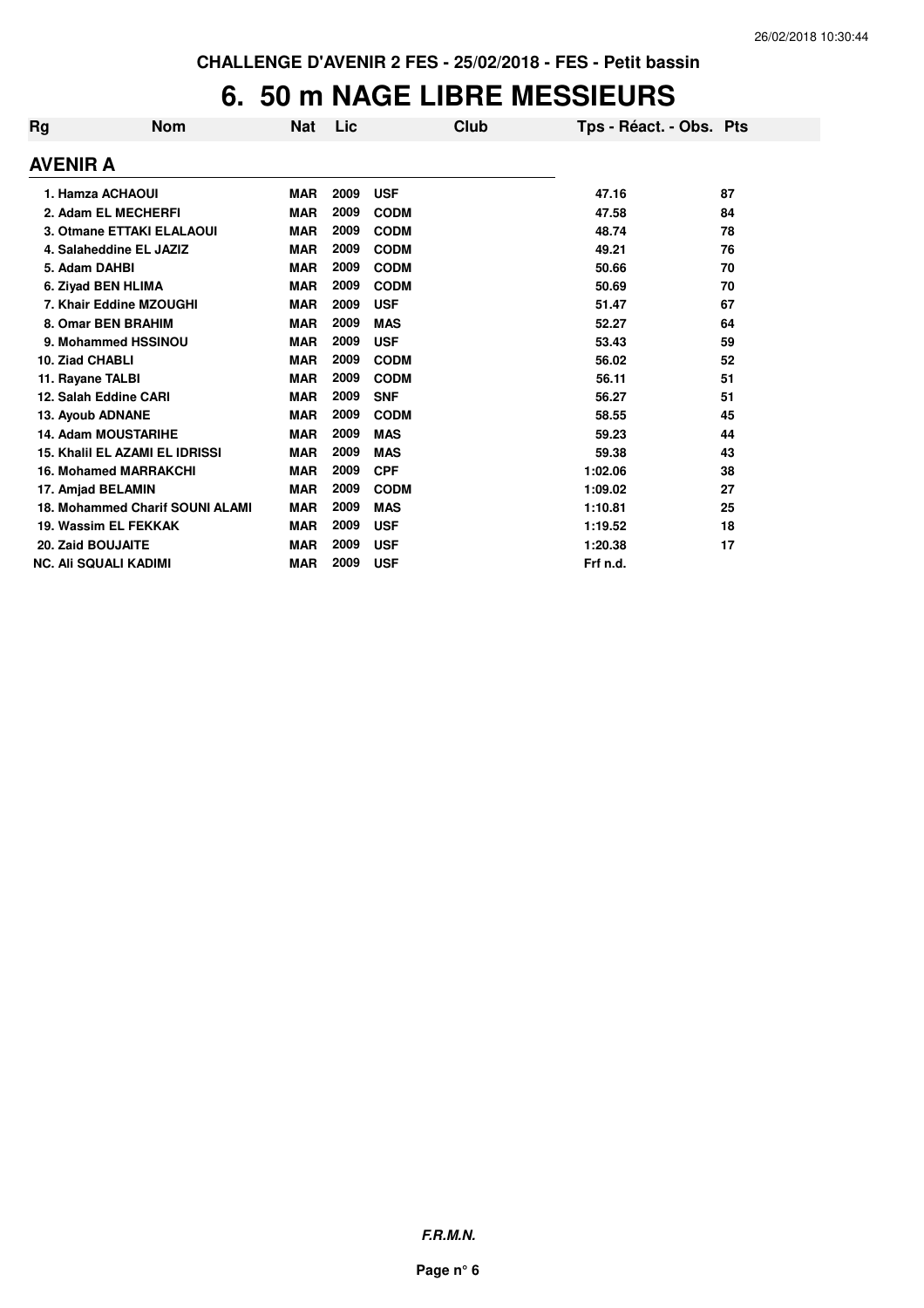CHALLENGE D'AVENIR 2 FES - 25/02/2018 - FES - Petit bassin

# 6. 50 m NAGE LIBRE MESSIEURS

| Rg | Nom | Nat | Lic | Club | Tps - Réact. - Obs. | Pts |
|---|---|---|---|---|---|---|
| **AVENIR A** | | | | | | |
| 1. | Hamza ACHAOUI | MAR | 2009 | USF | 47.16 | 87 |
| 2. | Adam EL MECHERFI | MAR | 2009 | CODM | 47.58 | 84 |
| 3. | Otmane ETTAKI ELALAOUI | MAR | 2009 | CODM | 48.74 | 78 |
| 4. | Salaheddine EL JAZIZ | MAR | 2009 | CODM | 49.21 | 76 |
| 5. | Adam DAHBI | MAR | 2009 | CODM | 50.66 | 70 |
| 6. | Ziyad BEN HLIMA | MAR | 2009 | CODM | 50.69 | 70 |
| 7. | Khair Eddine MZOUGHI | MAR | 2009 | USF | 51.47 | 67 |
| 8. | Omar BEN BRAHIM | MAR | 2009 | MAS | 52.27 | 64 |
| 9. | Mohammed HSSINOU | MAR | 2009 | USF | 53.43 | 59 |
| 10. | Ziad CHABLI | MAR | 2009 | CODM | 56.02 | 52 |
| 11. | Rayane TALBI | MAR | 2009 | CODM | 56.11 | 51 |
| 12. | Salah Eddine CARI | MAR | 2009 | SNF | 56.27 | 51 |
| 13. | Ayoub ADNANE | MAR | 2009 | CODM | 58.55 | 45 |
| 14. | Adam MOUSTARIHE | MAR | 2009 | MAS | 59.23 | 44 |
| 15. | Khalil EL AZAMI EL IDRISSI | MAR | 2009 | MAS | 59.38 | 43 |
| 16. | Mohamed MARRAKCHI | MAR | 2009 | CPF | 1:02.06 | 38 |
| 17. | Amjad BELAMIN | MAR | 2009 | CODM | 1:09.02 | 27 |
| 18. | Mohammed Charif SOUNI ALAMI | MAR | 2009 | MAS | 1:10.81 | 25 |
| 19. | Wassim EL FEKKAK | MAR | 2009 | USF | 1:19.52 | 18 |
| 20. | Zaid BOUJAITE | MAR | 2009 | USF | 1:20.38 | 17 |
| NC. | Ali SQUALI KADIMI | MAR | 2009 | USF | Frf n.d. | |

***F.R.M.N.***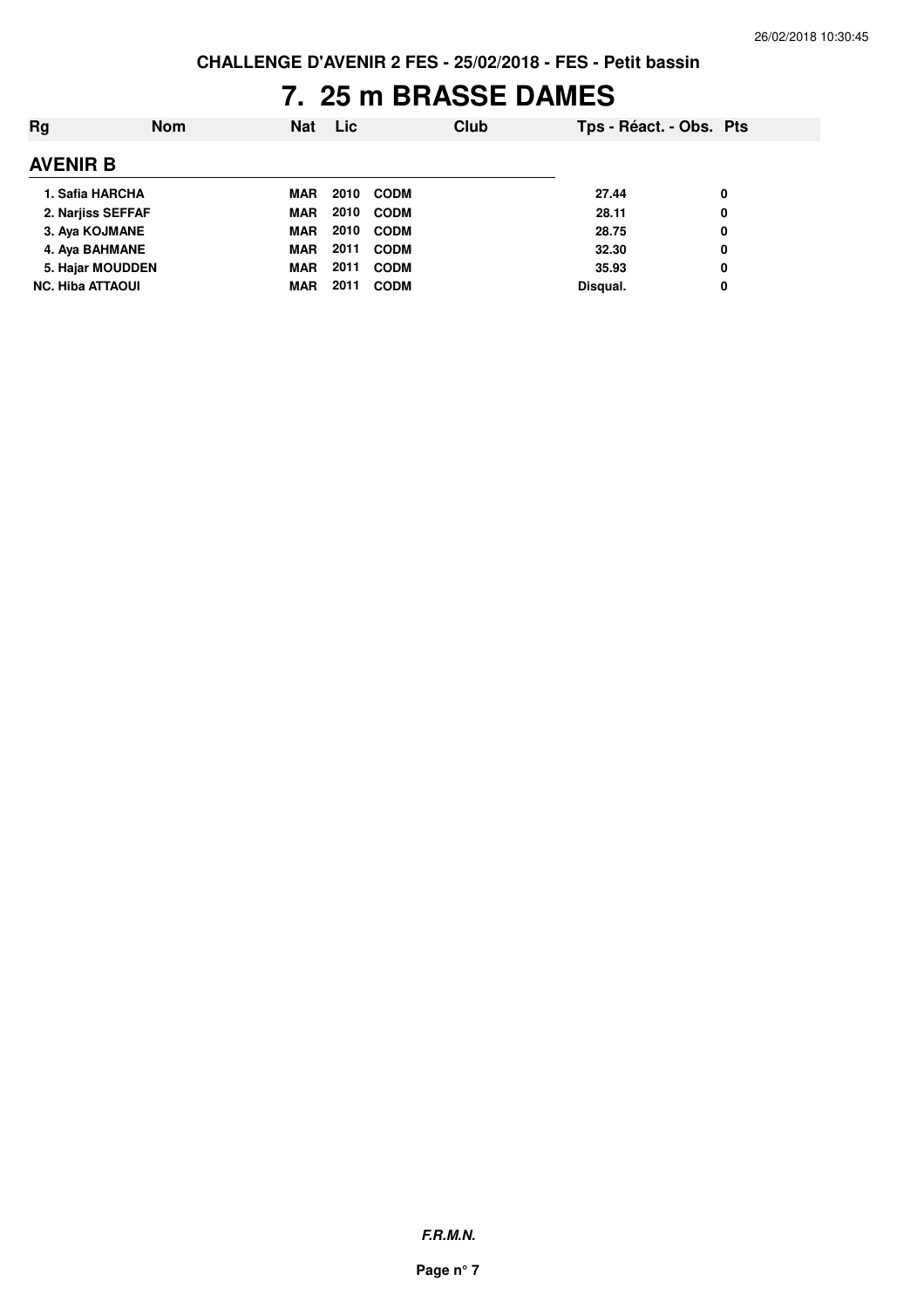CHALLENGE D'AVENIR 2 FES - 25/02/2018 - FES - Petit bassin

# 7. 25 m BRASSE DAMES

| Rg | Nom | Nat | Lic | Club | Tps - Réact. - Obs. | Pts |
|---|---|---|---|---|---|---|
| **AVENIR B** | | | | | | |
| 1. | Safia HARCHA | MAR | 2010 | CODM | 27.44 | 0 |
| 2. | Narjiss SEFFAF | MAR | 2010 | CODM | 28.11 | 0 |
| 3. | Aya KOJMANE | MAR | 2010 | CODM | 28.75 | 0 |
| 4. | Aya BAHMANE | MAR | 2011 | CODM | 32.30 | 0 |
| 5. | Hajar MOUDDEN | MAR | 2011 | CODM | 35.93 | 0 |
| NC. | Hiba ATTAOUI | MAR | 2011 | CODM | Disqual. | 0 |

***F.R.M.N.***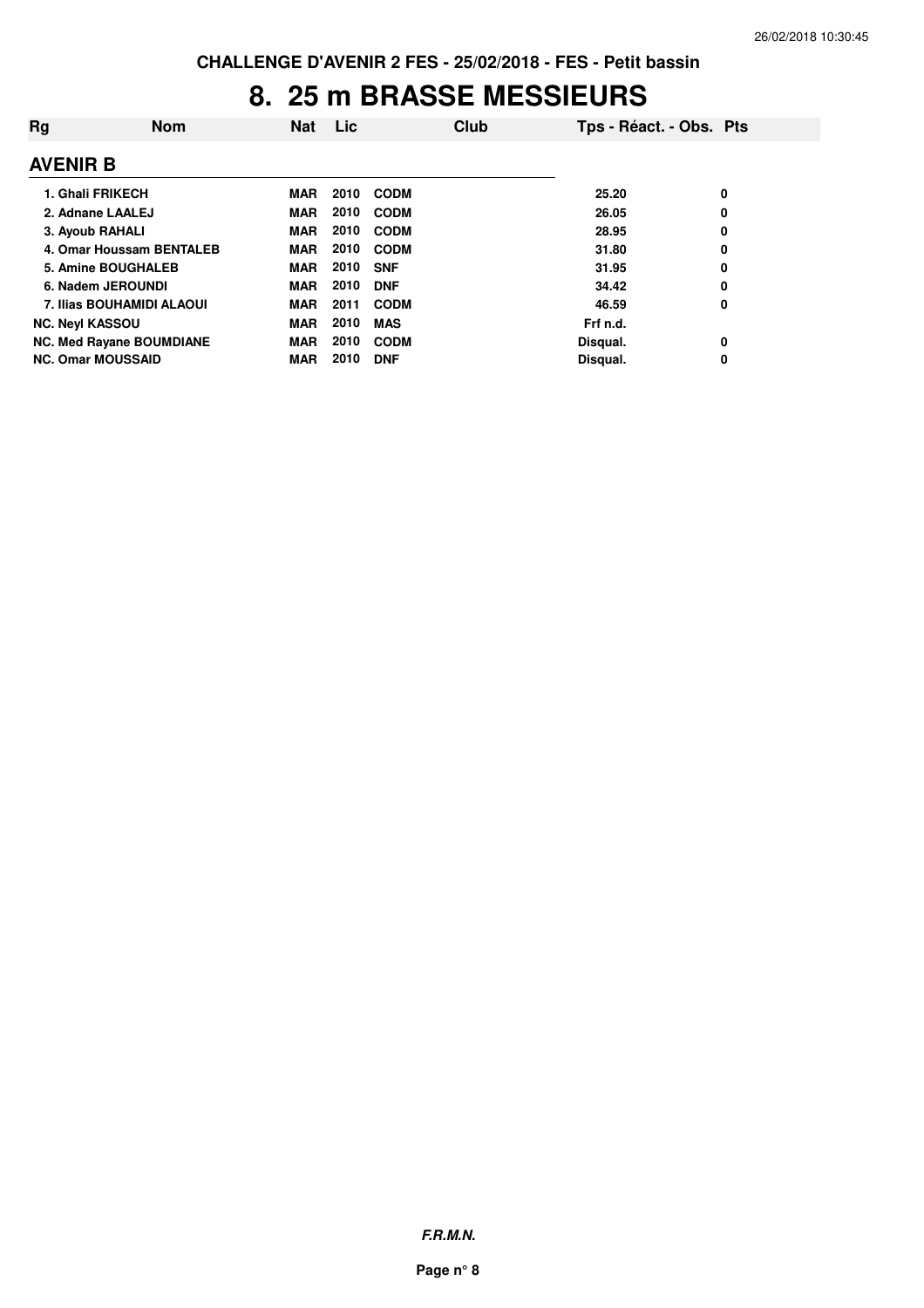**CHALLENGE D'AVENIR 2 FES - 25/02/2018 - FES - Petit bassin**

# 8. 25 m BRASSE MESSIEURS

| Rg | Nom | Nat | Lic | Club | Tps - Réact. - Obs. | Pts |
|---|---|---|---|---|---|---|
| **AVENIR B** | | | | | | |
| 1. | Ghali FRIKECH | MAR | 2010 | CODM | 25.20 | 0 |
| 2. | Adnane LAALEJ | MAR | 2010 | CODM | 26.05 | 0 |
| 3. | Ayoub RAHALI | MAR | 2010 | CODM | 28.95 | 0 |
| 4. | Omar Houssam BENTALEB | MAR | 2010 | CODM | 31.80 | 0 |
| 5. | Amine BOUGHALEB | MAR | 2010 | SNF | 31.95 | 0 |
| 6. | Nadem JEROUNDI | MAR | 2010 | DNF | 34.42 | 0 |
| 7. | Ilias BOUHAMIDI ALAOUI | MAR | 2011 | CODM | 46.59 | 0 |
| NC. | Neyl KASSOU | MAR | 2010 | MAS | Frf n.d. | |
| NC. | Med Rayane BOUMDIANE | MAR | 2010 | CODM | Disqual. | 0 |
| NC. | Omar MOUSSAID | MAR | 2010 | DNF | Disqual. | 0 |

***F.R.M.N.***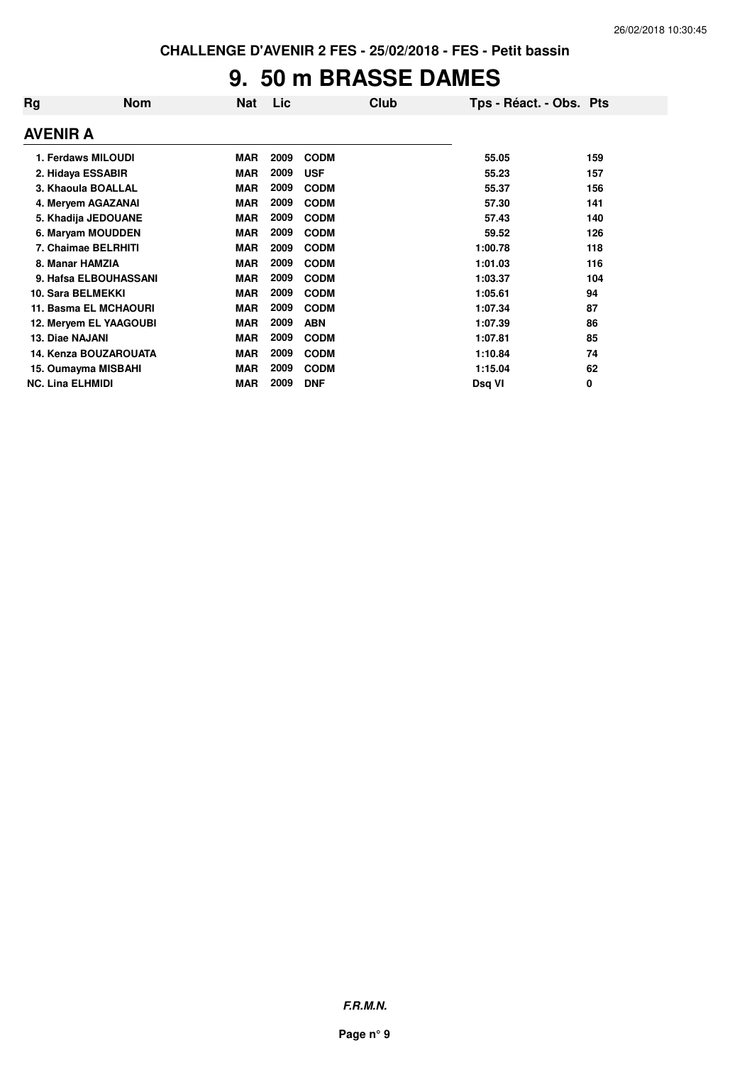**CHALLENGE D'AVENIR 2 FES - 25/02/2018 - FES - Petit bassin**

# 9. 50 m BRASSE DAMES

| Rg | Nom | Nat | Lic | Club | Tps - Réact. - Obs. | Pts |
|---|---|---|---|---|---|---|
| **AVENIR A** | | | | | | |
| 1. | Ferdaws MILOUDI | MAR | 2009 | CODM | 55.05 | 159 |
| 2. | Hidaya ESSABIR | MAR | 2009 | USF | 55.23 | 157 |
| 3. | Khaoula BOALLAL | MAR | 2009 | CODM | 55.37 | 156 |
| 4. | Meryem AGAZANAI | MAR | 2009 | CODM | 57.30 | 141 |
| 5. | Khadija JEDOUANE | MAR | 2009 | CODM | 57.43 | 140 |
| 6. | Maryam MOUDDEN | MAR | 2009 | CODM | 59.52 | 126 |
| 7. | Chaimae BELRHITI | MAR | 2009 | CODM | 1:00.78 | 118 |
| 8. | Manar HAMZIA | MAR | 2009 | CODM | 1:01.03 | 116 |
| 9. | Hafsa ELBOUHASSANI | MAR | 2009 | CODM | 1:03.37 | 104 |
| 10. | Sara BELMEKKI | MAR | 2009 | CODM | 1:05.61 | 94 |
| 11. | Basma EL MCHAOURI | MAR | 2009 | CODM | 1:07.34 | 87 |
| 12. | Meryem EL YAAGOUBI | MAR | 2009 | ABN | 1:07.39 | 86 |
| 13. | Diae NAJANI | MAR | 2009 | CODM | 1:07.81 | 85 |
| 14. | Kenza BOUZAROUATA | MAR | 2009 | CODM | 1:10.84 | 74 |
| 15. | Oumayma MISBAHI | MAR | 2009 | CODM | 1:15.04 | 62 |
| NC. | Lina ELHMIDI | MAR | 2009 | DNF | Dsq VI | 0 |

***F.R.M.N.***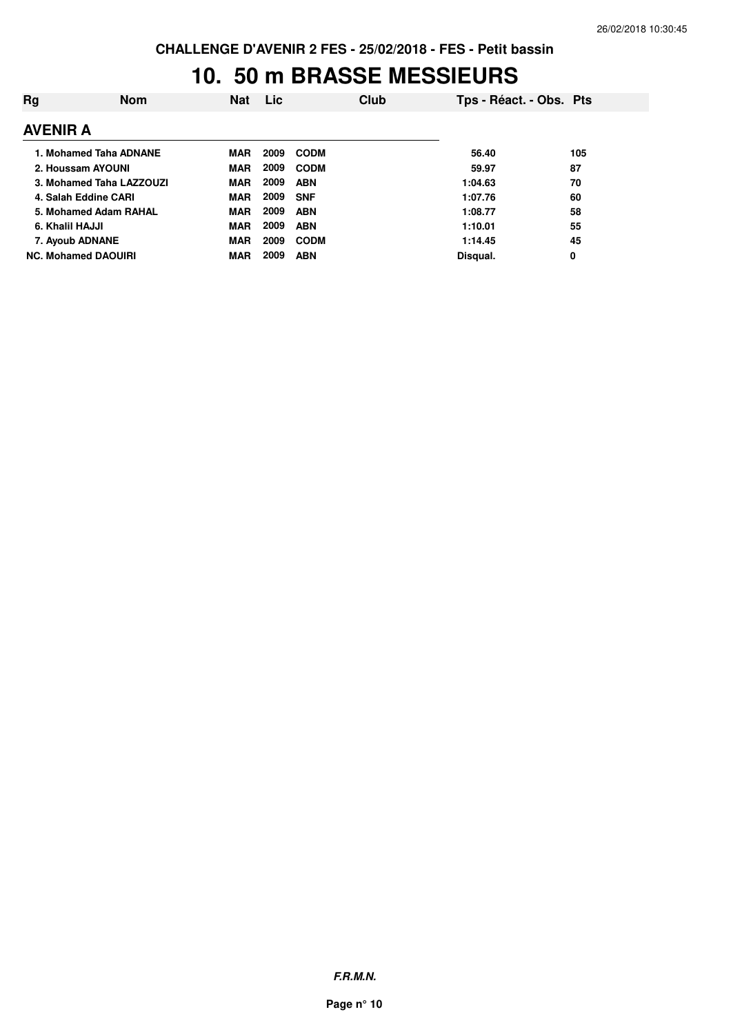CHALLENGE D'AVENIR 2 FES - 25/02/2018 - FES - Petit bassin

# 10. 50 m BRASSE MESSIEURS

| Rg | Nom | Nat | Lic | Club | Tps - Réact. - Obs. | Pts |
|---|---|---|---|---|---|---|
| **AVENIR A** | | | | | | |
| 1. | Mohamed Taha ADNANE | MAR | 2009 | CODM | 56.40 | 105 |
| 2. | Houssam AYOUNI | MAR | 2009 | CODM | 59.97 | 87 |
| 3. | Mohamed Taha LAZZOUZI | MAR | 2009 | ABN | 1:04.63 | 70 |
| 4. | Salah Eddine CARI | MAR | 2009 | SNF | 1:07.76 | 60 |
| 5. | Mohamed Adam RAHAL | MAR | 2009 | ABN | 1:08.77 | 58 |
| 6. | Khalil HAJJI | MAR | 2009 | ABN | 1:10.01 | 55 |
| 7. | Ayoub ADNANE | MAR | 2009 | CODM | 1:14.45 | 45 |
| NC. | Mohamed DAOUIRI | MAR | 2009 | ABN | Disqual. | 0 |

***F.R.M.N.***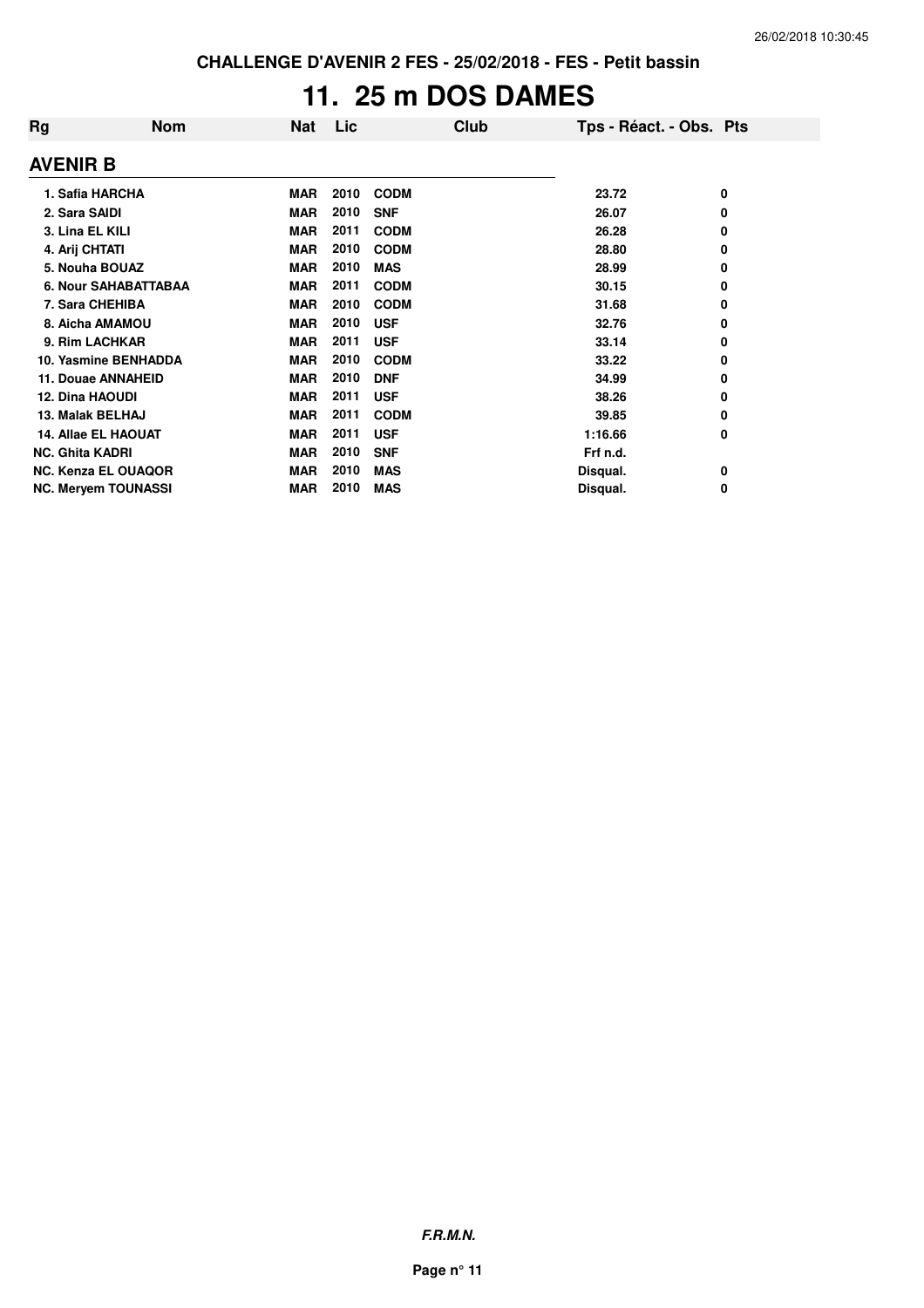CHALLENGE D'AVENIR 2 FES - 25/02/2018 - FES - Petit bassin

# 11. 25 m DOS DAMES

| Rg | Nom | Nat | Lic | Club | Tps - Réact. - Obs. | Pts |
|---|---|---|---|---|---|---|
| **AVENIR B** | | | | | | |
| 1. | Safia HARCHA | MAR | 2010 | CODM | 23.72 | 0 |
| 2. | Sara SAIDI | MAR | 2010 | SNF | 26.07 | 0 |
| 3. | Lina EL KILI | MAR | 2011 | CODM | 26.28 | 0 |
| 4. | Arij CHTATI | MAR | 2010 | CODM | 28.80 | 0 |
| 5. | Nouha BOUAZ | MAR | 2010 | MAS | 28.99 | 0 |
| 6. | Nour SAHABATTABAA | MAR | 2011 | CODM | 30.15 | 0 |
| 7. | Sara CHEHIBA | MAR | 2010 | CODM | 31.68 | 0 |
| 8. | Aicha AMAMOU | MAR | 2010 | USF | 32.76 | 0 |
| 9. | Rim LACHKAR | MAR | 2011 | USF | 33.14 | 0 |
| 10. | Yasmine BENHADDA | MAR | 2010 | CODM | 33.22 | 0 |
| 11. | Douae ANNAHEID | MAR | 2010 | DNF | 34.99 | 0 |
| 12. | Dina HAOUDI | MAR | 2011 | USF | 38.26 | 0 |
| 13. | Malak BELHAJ | MAR | 2011 | CODM | 39.85 | 0 |
| 14. | Allae EL HAOUAT | MAR | 2011 | USF | 1:16.66 | 0 |
| NC. | Ghita KADRI | MAR | 2010 | SNF | Frf n.d. | |
| NC. | Kenza EL OUAQOR | MAR | 2010 | MAS | Disqual. | 0 |
| NC. | Meryem TOUNASSI | MAR | 2010 | MAS | Disqual. | 0 |

*F.R.M.N.*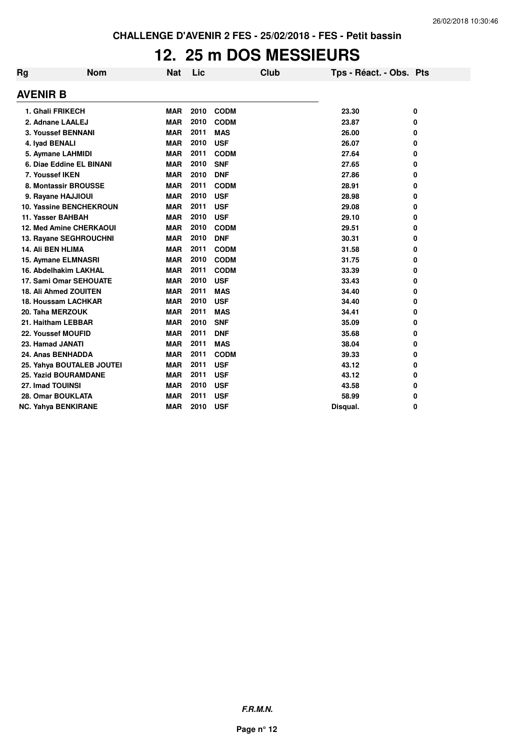CHALLENGE D'AVENIR 2 FES - 25/02/2018 - FES - Petit bassin

# 12. 25 m DOS MESSIEURS

| Rg | Nom | Nat | Lic | Club | Tps - Réact. - Obs. | Pts |
|---|---|---|---|---|---|---|
| **AVENIR B** | | | | | | |
| 1. Ghali FRIKECH | | MAR | 2010 | CODM | 23.30 | 0 |
| 2. Adnane LAALEJ | | MAR | 2010 | CODM | 23.87 | 0 |
| 3. Youssef BENNANI | | MAR | 2011 | MAS | 26.00 | 0 |
| 4. Iyad BENALI | | MAR | 2010 | USF | 26.07 | 0 |
| 5. Aymane LAHMIDI | | MAR | 2011 | CODM | 27.64 | 0 |
| 6. Diae Eddine EL BINANI | | MAR | 2010 | SNF | 27.65 | 0 |
| 7. Youssef IKEN | | MAR | 2010 | DNF | 27.86 | 0 |
| 8. Montassir BROUSSE | | MAR | 2011 | CODM | 28.91 | 0 |
| 9. Rayane HAJJIOUI | | MAR | 2010 | USF | 28.98 | 0 |
| 10. Yassine BENCHEKROUN | | MAR | 2011 | USF | 29.08 | 0 |
| 11. Yasser BAHBAH | | MAR | 2010 | USF | 29.10 | 0 |
| 12. Med Amine CHERKAOUI | | MAR | 2010 | CODM | 29.51 | 0 |
| 13. Rayane SEGHROUCHNI | | MAR | 2010 | DNF | 30.31 | 0 |
| 14. Ali BEN HLIMA | | MAR | 2011 | CODM | 31.58 | 0 |
| 15. Aymane ELMNASRI | | MAR | 2010 | CODM | 31.75 | 0 |
| 16. Abdelhakim LAKHAL | | MAR | 2011 | CODM | 33.39 | 0 |
| 17. Sami Omar SEHOUATE | | MAR | 2010 | USF | 33.43 | 0 |
| 18. Ali Ahmed ZOUITEN | | MAR | 2011 | MAS | 34.40 | 0 |
| 18. Houssam LACHKAR | | MAR | 2010 | USF | 34.40 | 0 |
| 20. Taha MERZOUK | | MAR | 2011 | MAS | 34.41 | 0 |
| 21. Haitham LEBBAR | | MAR | 2010 | SNF | 35.09 | 0 |
| 22. Youssef MOUFID | | MAR | 2011 | DNF | 35.68 | 0 |
| 23. Hamad JANATI | | MAR | 2011 | MAS | 38.04 | 0 |
| 24. Anas BENHADDA | | MAR | 2011 | CODM | 39.33 | 0 |
| 25. Yahya BOUTALEB JOUTEI | | MAR | 2011 | USF | 43.12 | 0 |
| 25. Yazid BOURAMDANE | | MAR | 2011 | USF | 43.12 | 0 |
| 27. Imad TOUINSI | | MAR | 2010 | USF | 43.58 | 0 |
| 28. Omar BOUKLATA | | MAR | 2011 | USF | 58.99 | 0 |
| NC. Yahya BENKIRANE | | MAR | 2010 | USF | Disqual. | 0 |

*F.R.M.N.*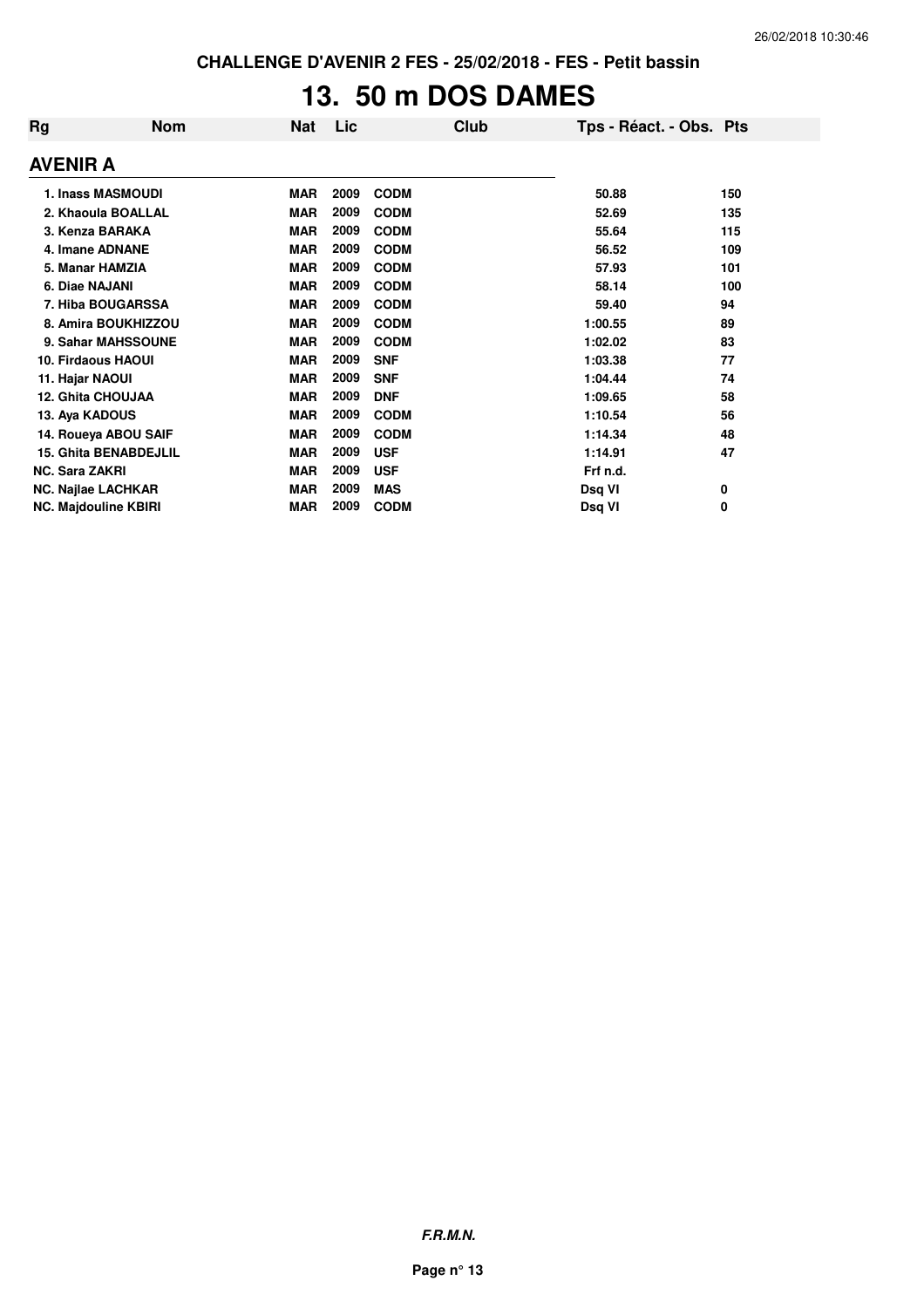**CHALLENGE D'AVENIR 2 FES - 25/02/2018 - FES - Petit bassin**

# 13. 50 m DOS DAMES

| Rg | Nom | Nat | Lic | Club | Tps - Réact. - Obs. | Pts |
|---|---|---|---|---|---|---|
| **AVENIR A** | | | | | | |
| 1. | Inass MASMOUDI | MAR | 2009 | CODM | 50.88 | 150 |
| 2. | Khaoula BOALLAL | MAR | 2009 | CODM | 52.69 | 135 |
| 3. | Kenza BARAKA | MAR | 2009 | CODM | 55.64 | 115 |
| 4. | Imane ADNANE | MAR | 2009 | CODM | 56.52 | 109 |
| 5. | Manar HAMZIA | MAR | 2009 | CODM | 57.93 | 101 |
| 6. | Diae NAJANI | MAR | 2009 | CODM | 58.14 | 100 |
| 7. | Hiba BOUGARSSA | MAR | 2009 | CODM | 59.40 | 94 |
| 8. | Amira BOUKHIZZOU | MAR | 2009 | CODM | 1:00.55 | 89 |
| 9. | Sahar MAHSSOUNE | MAR | 2009 | CODM | 1:02.02 | 83 |
| 10. | Firdaous HAOUI | MAR | 2009 | SNF | 1:03.38 | 77 |
| 11. | Hajar NAOUI | MAR | 2009 | SNF | 1:04.44 | 74 |
| 12. | Ghita CHOUJAA | MAR | 2009 | DNF | 1:09.65 | 58 |
| 13. | Aya KADOUS | MAR | 2009 | CODM | 1:10.54 | 56 |
| 14. | Roueya ABOU SAIF | MAR | 2009 | CODM | 1:14.34 | 48 |
| 15. | Ghita BENABDEJLIL | MAR | 2009 | USF | 1:14.91 | 47 |
| NC. | Sara ZAKRI | MAR | 2009 | USF | Frf n.d. | |
| NC. | Najlae LACHKAR | MAR | 2009 | MAS | Dsq VI | 0 |
| NC. | Majdouline KBIRI | MAR | 2009 | CODM | Dsq VI | 0 |

***F.R.M.N.***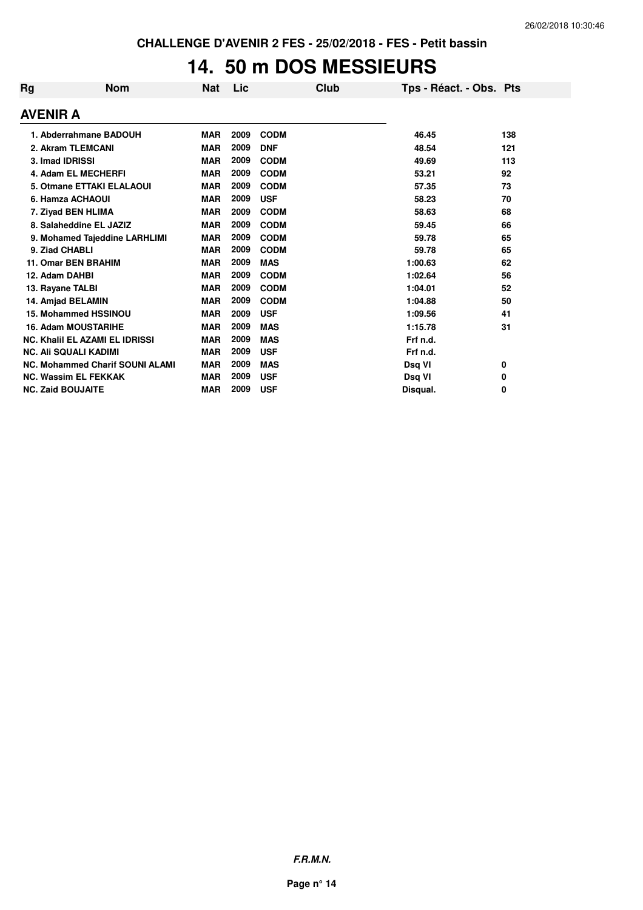CHALLENGE D'AVENIR 2 FES - 25/02/2018 - FES - Petit bassin

# 14. 50 m DOS MESSIEURS

| Rg | Nom | Nat | Lic | Club | Tps - Réact. - Obs. | Pts |
|---|---|---|---|---|---|---|
| **AVENIR A** | | | | | | |
| 1. | Abderrahmane BADOUH | MAR | 2009 | CODM | 46.45 | 138 |
| 2. | Akram TLEMCANI | MAR | 2009 | DNF | 48.54 | 121 |
| 3. | Imad IDRISSI | MAR | 2009 | CODM | 49.69 | 113 |
| 4. | Adam EL MECHERFI | MAR | 2009 | CODM | 53.21 | 92 |
| 5. | Otmane ETTAKI ELALAOUI | MAR | 2009 | CODM | 57.35 | 73 |
| 6. | Hamza ACHAOUI | MAR | 2009 | USF | 58.23 | 70 |
| 7. | Ziyad BEN HLIMA | MAR | 2009 | CODM | 58.63 | 68 |
| 8. | Salaheddine EL JAZIZ | MAR | 2009 | CODM | 59.45 | 66 |
| 9. | Mohamed Tajeddine LARHLIMI | MAR | 2009 | CODM | 59.78 | 65 |
| 9. | Ziad CHABLI | MAR | 2009 | CODM | 59.78 | 65 |
| 11. | Omar BEN BRAHIM | MAR | 2009 | MAS | 1:00.63 | 62 |
| 12. | Adam DAHBI | MAR | 2009 | CODM | 1:02.64 | 56 |
| 13. | Rayane TALBI | MAR | 2009 | CODM | 1:04.01 | 52 |
| 14. | Amjad BELAMIN | MAR | 2009 | CODM | 1:04.88 | 50 |
| 15. | Mohammed HSSINOU | MAR | 2009 | USF | 1:09.56 | 41 |
| 16. | Adam MOUSTARIHE | MAR | 2009 | MAS | 1:15.78 | 31 |
| NC. | Khalil EL AZAMI EL IDRISSI | MAR | 2009 | MAS | Frf n.d. | |
| NC. | Ali SQUALI KADIMI | MAR | 2009 | USF | Frf n.d. | |
| NC. | Mohammed Charif SOUNI ALAMI | MAR | 2009 | MAS | Dsq VI | 0 |
| NC. | Wassim EL FEKKAK | MAR | 2009 | USF | Dsq VI | 0 |
| NC. | Zaid BOUJAITE | MAR | 2009 | USF | Disqual. | 0 |

***F.R.M.N.***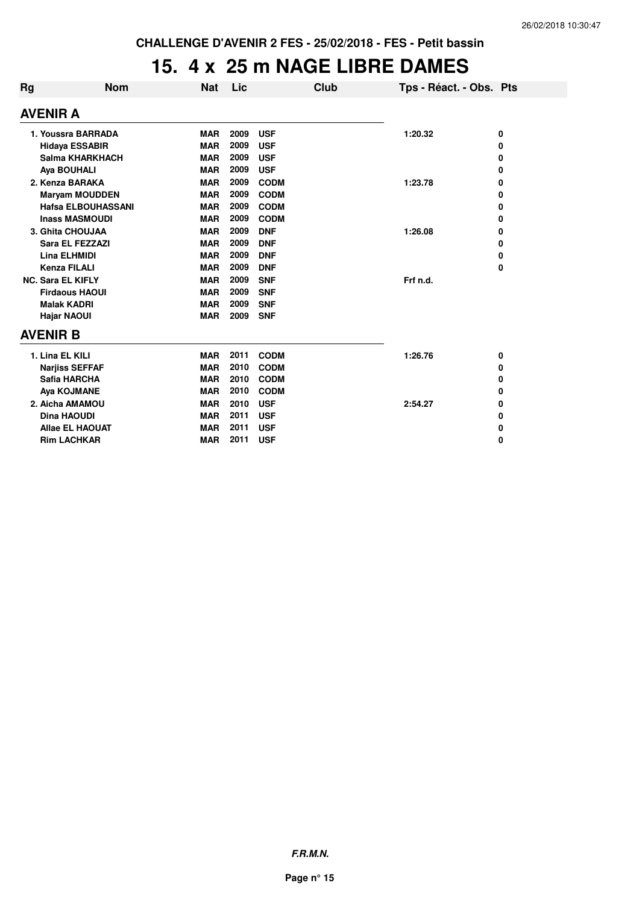**CHALLENGE D'AVENIR 2 FES - 25/02/2018 - FES - Petit bassin**

# 15. 4 x 25 m NAGE LIBRE DAMES

| Rg | Nom | Nat | Lic | Club | Tps - Réact. - Obs. | Pts |
|---|---|---|---|---|---|---|
| **AVENIR A** | | | | | | |
| 1. | Youssra BARRADA | MAR | 2009 | USF | 1:20.32 | 0 |
| | Hidaya ESSABIR | MAR | 2009 | USF | | 0 |
| | Salma KHARKHACH | MAR | 2009 | USF | | 0 |
| | Aya BOUHALI | MAR | 2009 | USF | | 0 |
| 2. | Kenza BARAKA | MAR | 2009 | CODM | 1:23.78 | 0 |
| | Maryam MOUDDEN | MAR | 2009 | CODM | | 0 |
| | Hafsa ELBOUHASSANI | MAR | 2009 | CODM | | 0 |
| | Inass MASMOUDI | MAR | 2009 | CODM | | 0 |
| 3. | Ghita CHOUJAA | MAR | 2009 | DNF | 1:26.08 | 0 |
| | Sara EL FEZZAZI | MAR | 2009 | DNF | | 0 |
| | Lina ELHMIDI | MAR | 2009 | DNF | | 0 |
| | Kenza FILALI | MAR | 2009 | DNF | | 0 |
| NC. | Sara EL KIFLY | MAR | 2009 | SNF | Frf n.d. | |
| | Firdaous HAOUI | MAR | 2009 | SNF | | |
| | Malak KADRI | MAR | 2009 | SNF | | |
| | Hajar NAOUI | MAR | 2009 | SNF | | |
| **AVENIR B** | | | | | | |
| 1. | Lina EL KILI | MAR | 2011 | CODM | 1:26.76 | 0 |
| | Narjiss SEFFAF | MAR | 2010 | CODM | | 0 |
| | Safia HARCHA | MAR | 2010 | CODM | | 0 |
| | Aya KOJMANE | MAR | 2010 | CODM | | 0 |
| 2. | Aicha AMAMOU | MAR | 2010 | USF | 2:54.27 | 0 |
| | Dina HAOUDI | MAR | 2011 | USF | | 0 |
| | Allae EL HAOUAT | MAR | 2011 | USF | | 0 |
| | Rim LACHKAR | MAR | 2011 | USF | | 0 |

***F.R.M.N.***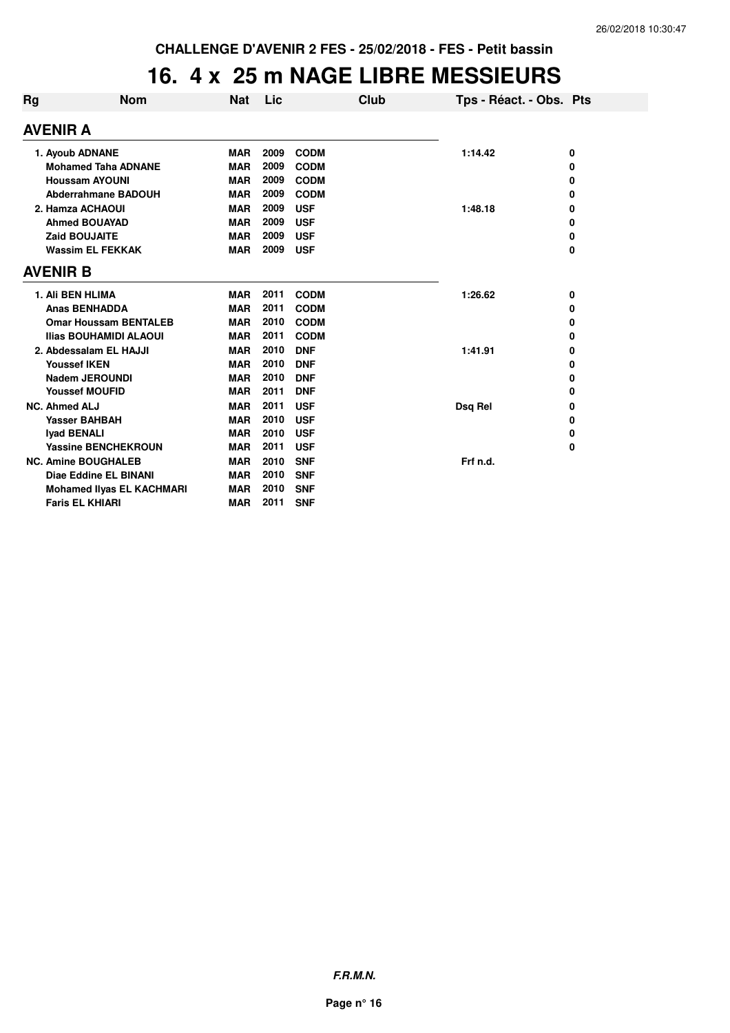CHALLENGE D'AVENIR 2 FES - 25/02/2018 - FES - Petit bassin

# 16. 4 x 25 m NAGE LIBRE MESSIEURS

| Rg | Nom | Nat | Lic | Club | Tps - Réact. - Obs. | Pts |
|---|---|---|---|---|---|---|
| **AVENIR A** | | | | | | |
| 1. | Ayoub ADNANE | MAR | 2009 | CODM | 1:14.42 | 0 |
| | Mohamed Taha ADNANE | MAR | 2009 | CODM | | 0 |
| | Houssam AYOUNI | MAR | 2009 | CODM | | 0 |
| | Abderrahmane BADOUH | MAR | 2009 | CODM | | 0 |
| 2. | Hamza ACHAOUI | MAR | 2009 | USF | 1:48.18 | 0 |
| | Ahmed BOUAYAD | MAR | 2009 | USF | | 0 |
| | Zaid BOUJAITE | MAR | 2009 | USF | | 0 |
| | Wassim EL FEKKAK | MAR | 2009 | USF | | 0 |
| **AVENIR B** | | | | | | |
| 1. | Ali BEN HLIMA | MAR | 2011 | CODM | 1:26.62 | 0 |
| | Anas BENHADDA | MAR | 2011 | CODM | | 0 |
| | Omar Houssam BENTALEB | MAR | 2010 | CODM | | 0 |
| | Ilias BOUHAMIDI ALAOUI | MAR | 2011 | CODM | | 0 |
| 2. | Abdessalam EL HAJJI | MAR | 2010 | DNF | 1:41.91 | 0 |
| | Youssef IKEN | MAR | 2010 | DNF | | 0 |
| | Nadem JEROUNDI | MAR | 2010 | DNF | | 0 |
| | Youssef MOUFID | MAR | 2011 | DNF | | 0 |
| NC. | Ahmed ALJ | MAR | 2011 | USF | Dsq Rel | 0 |
| | Yasser BAHBAH | MAR | 2010 | USF | | 0 |
| | Iyad BENALI | MAR | 2010 | USF | | 0 |
| | Yassine BENCHEKROUN | MAR | 2011 | USF | | 0 |
| NC. | Amine BOUGHALEB | MAR | 2010 | SNF | Frf n.d. | |
| | Diae Eddine EL BINANI | MAR | 2010 | SNF | | |
| | Mohamed Ilyas EL KACHMARI | MAR | 2010 | SNF | | |
| | Faris EL KHIARI | MAR | 2011 | SNF | | |

*F.R.M.N.*